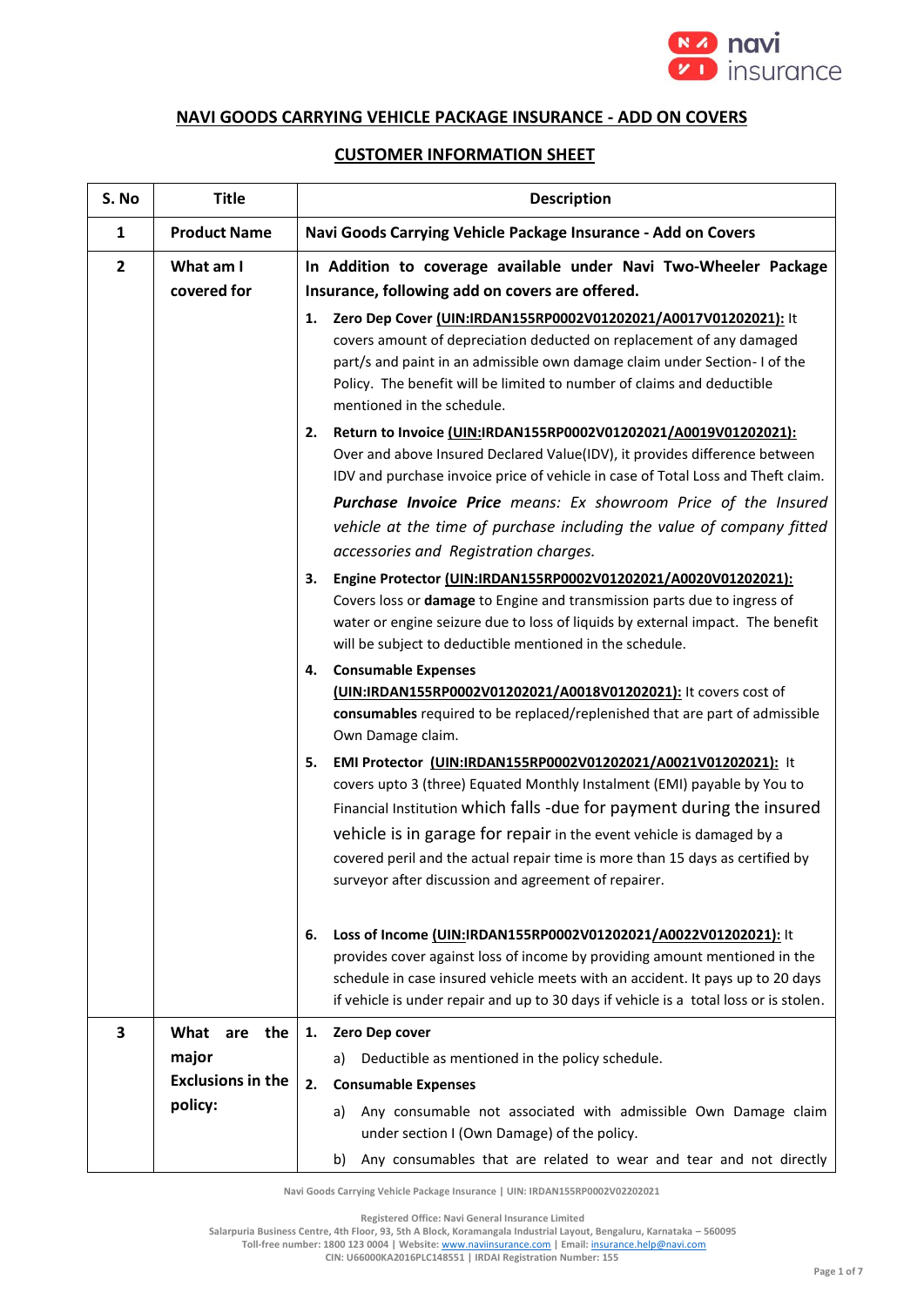## NAVI GOODS CARRYING VEHICLE PACKAGE INSURANCE - ADD ON COVERS

## CUSTOMER INFORMATION SHEET

| S. No | Title | Description |
|---|---|---|
| 1 | **Product Name** | **Navi Goods Carrying Vehicle Package Insurance - Add on Covers** |
| 2 | **What am I covered for** | **In Addition to coverage available under Navi Two-Wheeler Package Insurance, following add on covers are offered.**<br><br>1. **Zero Dep Cover (UIN:IRDAN155RP0002V01202021/A0017V01202021):** It covers amount of depreciation deducted on replacement of any damaged part/s and paint in an admissible own damage claim under Section- I of the Policy. The benefit will be limited to number of claims and deductible mentioned in the schedule.<br>2. **Return to Invoice (UIN:IRDAN155RP0002V01202021/A0019V01202021):** Over and above Insured Declared Value(IDV), it provides difference between IDV and purchase invoice price of vehicle in case of Total Loss and Theft claim.<br>***Purchase Invoice Price*** *means: Ex showroom Price of the Insured vehicle at the time of purchase including the value of company fitted accessories and Registration charges.*<br>3. **Engine Protector (UIN:IRDAN155RP0002V01202021/A0020V01202021):** Covers loss or **damage** to Engine and transmission parts due to ingress of water or engine seizure due to loss of liquids by external impact. The benefit will be subject to deductible mentioned in the schedule.<br>4. **Consumable Expenses (UIN:IRDAN155RP0002V01202021/A0018V01202021):** It covers cost of **consumables** required to be replaced/replenished that are part of admissible Own Damage claim.<br>5. **EMI Protector (UIN:IRDAN155RP0002V01202021/A0021V01202021):** It covers upto 3 (three) Equated Monthly Instalment (EMI) payable by You to Financial Institution which falls -due for payment during the insured vehicle is in garage for repair in the event vehicle is damaged by a covered peril and the actual repair time is more than 15 days as certified by surveyor after discussion and agreement of repairer.<br>6. **Loss of Income (UIN:IRDAN155RP0002V01202021/A0022V01202021):** It provides cover against loss of income by providing amount mentioned in the schedule in case insured vehicle meets with an accident. It pays up to 20 days if vehicle is under repair and up to 30 days if vehicle is a total loss or is stolen. |
| 3 | **What are the major Exclusions in the policy:** | 1. **Zero Dep cover**<br>a) Deductible as mentioned in the policy schedule.<br>2. **Consumable Expenses**<br>a) Any consumable not associated with admissible Own Damage claim under section I (Own Damage) of the policy.<br>b) Any consumables that are related to wear and tear and not directly |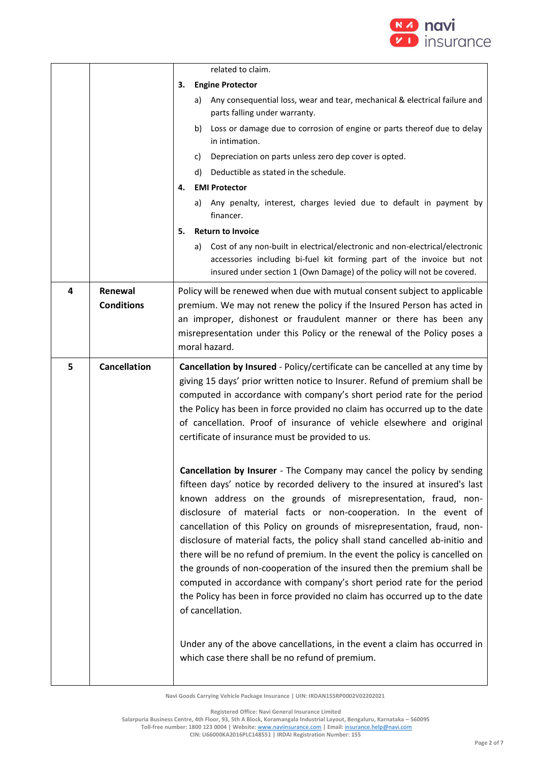| | | |
|---|---|---|
| | | related to claim.<br>**3. Engine Protector**<br>a) Any consequential loss, wear and tear, mechanical & electrical failure and parts falling under warranty.<br>b) Loss or damage due to corrosion of engine or parts thereof due to delay in intimation.<br>c) Depreciation on parts unless zero dep cover is opted.<br>d) Deductible as stated in the schedule.<br>**4. EMI Protector**<br>a) Any penalty, interest, charges levied due to default in payment by financer.<br>**5. Return to Invoice**<br>a) Cost of any non-built in electrical/electronic and non-electrical/electronic accessories including bi-fuel kit forming part of the invoice but not insured under section 1 (Own Damage) of the policy will not be covered. |
| **4** | **Renewal Conditions** | Policy will be renewed when due with mutual consent subject to applicable premium. We may not renew the policy if the Insured Person has acted in an improper, dishonest or fraudulent manner or there has been any misrepresentation under this Policy or the renewal of the Policy poses a moral hazard. |
| **5** | **Cancellation** | **Cancellation by Insured** - Policy/certificate can be cancelled at any time by giving 15 days' prior written notice to Insurer. Refund of premium shall be computed in accordance with company's short period rate for the period the Policy has been in force provided no claim has occurred up to the date of cancellation. Proof of insurance of vehicle elsewhere and original certificate of insurance must be provided to us.<br><br>**Cancellation by Insurer** - The Company may cancel the policy by sending fifteen days' notice by recorded delivery to the insured at insured's last known address on the grounds of misrepresentation, fraud, non-disclosure of material facts or non-cooperation. In the event of cancellation of this Policy on grounds of misrepresentation, fraud, non-disclosure of material facts, the policy shall stand cancelled ab-initio and there will be no refund of premium. In the event the policy is cancelled on the grounds of non-cooperation of the insured then the premium shall be computed in accordance with company's short period rate for the period the Policy has been in force provided no claim has occurred up to the date of cancellation.<br><br>Under any of the above cancellations, in the event a claim has occurred in which case there shall be no refund of premium. |

Navi Goods Carrying Vehicle Package Insurance | UIN: IRDAN155RP0002V02202021

Registered Office: Navi General Insurance Limited
Salarpuria Business Centre, 4th Floor, 93, 5th A Block, Koramangala Industrial Layout, Bengaluru, Karnataka – 560095
Toll-free number: 1800 123 0004 | Website: www.naviinsurance.com | Email: insurance.help@navi.com
CIN: U66000KA2016PLC148551 | IRDAI Registration Number: 155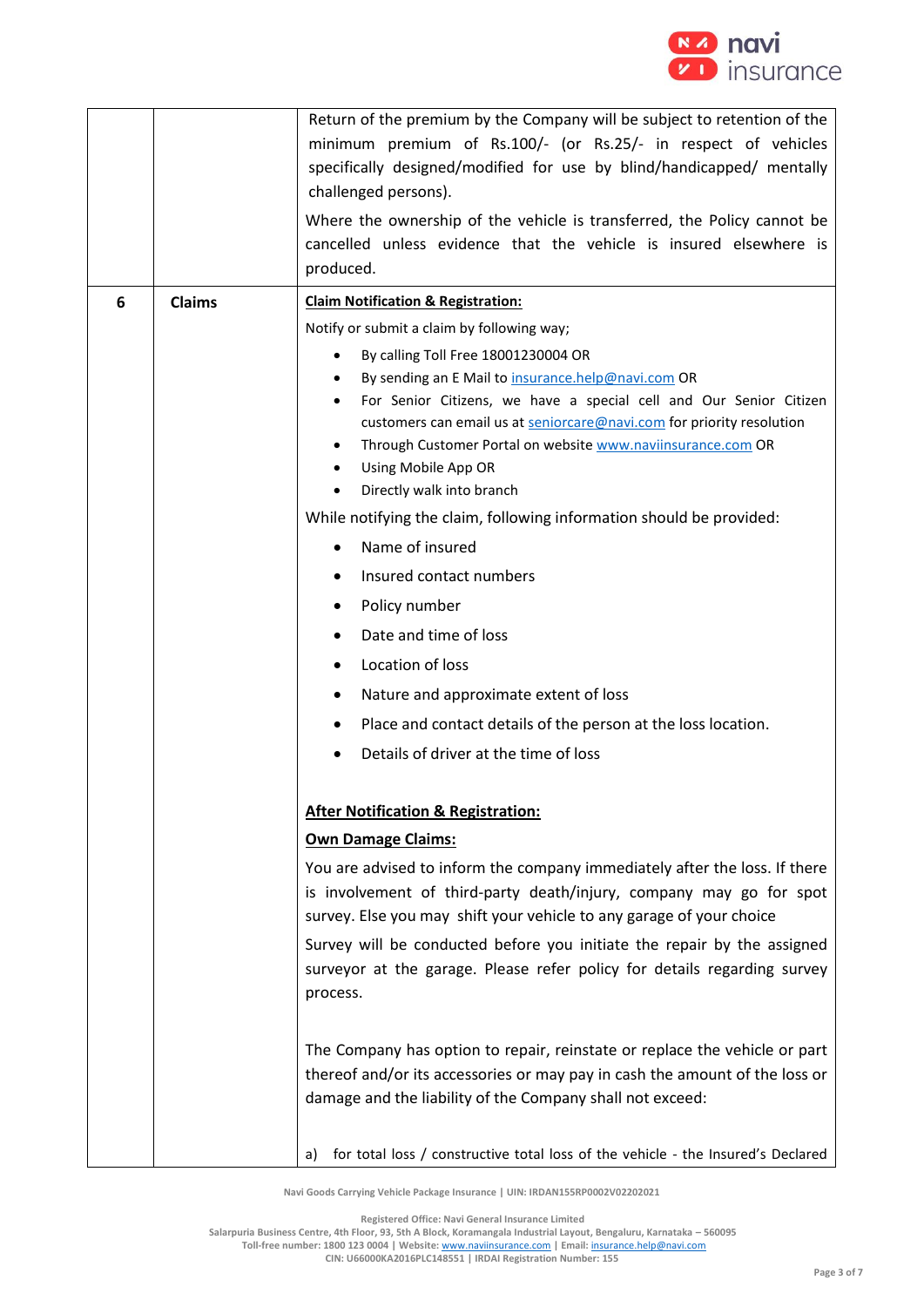| | | |
|---|---|---|
| | | Return of the premium by the Company will be subject to retention of the minimum premium of Rs.100/- (or Rs.25/- in respect of vehicles specifically designed/modified for use by blind/handicapped/ mentally challenged persons).<br><br>Where the ownership of the vehicle is transferred, the Policy cannot be cancelled unless evidence that the vehicle is insured elsewhere is produced. |
| 6 | **Claims** | **<u>Claim Notification & Registration:</u>**<br><br>Notify or submit a claim by following way;<br>• By calling Toll Free 18001230004 OR<br>• By sending an E Mail to insurance.help@navi.com OR<br>• For Senior Citizens, we have a special cell and Our Senior Citizen customers can email us at seniorcare@navi.com for priority resolution<br>• Through Customer Portal on website www.naviinsurance.com OR<br>• Using Mobile App OR<br>• Directly walk into branch<br><br>While notifying the claim, following information should be provided:<br>• Name of insured<br>• Insured contact numbers<br>• Policy number<br>• Date and time of loss<br>• Location of loss<br>• Nature and approximate extent of loss<br>• Place and contact details of the person at the loss location.<br>• Details of driver at the time of loss<br><br>**<u>After Notification & Registration:</u>**<br><br>**<u>Own Damage Claims:</u>**<br><br>You are advised to inform the company immediately after the loss. If there is involvement of third-party death/injury, company may go for spot survey. Else you may shift your vehicle to any garage of your choice<br><br>Survey will be conducted before you initiate the repair by the assigned surveyor at the garage. Please refer policy for details regarding survey process.<br><br>The Company has option to repair, reinstate or replace the vehicle or part thereof and/or its accessories or may pay in cash the amount of the loss or damage and the liability of the Company shall not exceed:<br><br>a) for total loss / constructive total loss of the vehicle - the Insured's Declared |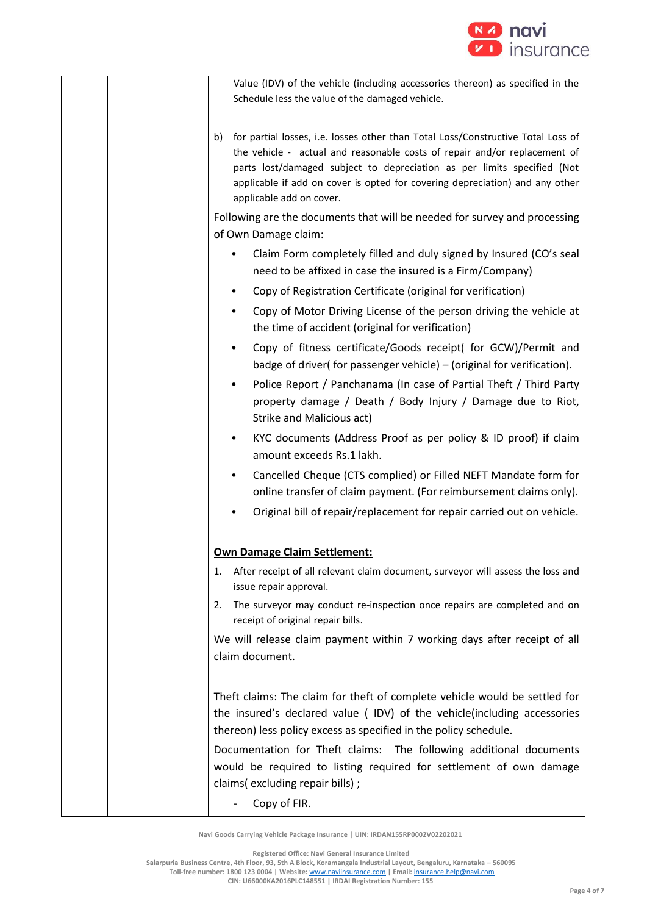| | | Value (IDV) of the vehicle (including accessories thereon) as specified in the Schedule less the value of the damaged vehicle.<br><br>b) for partial losses, i.e. losses other than Total Loss/Constructive Total Loss of the vehicle - actual and reasonable costs of repair and/or replacement of parts lost/damaged subject to depreciation as per limits specified (Not applicable if add on cover is opted for covering depreciation) and any other applicable add on cover.<br><br>Following are the documents that will be needed for survey and processing of Own Damage claim:<br><br>• Claim Form completely filled and duly signed by Insured (CO's seal need to be affixed in case the insured is a Firm/Company)<br>• Copy of Registration Certificate (original for verification)<br>• Copy of Motor Driving License of the person driving the vehicle at the time of accident (original for verification)<br>• Copy of fitness certificate/Goods receipt( for GCW)/Permit and badge of driver( for passenger vehicle) – (original for verification).<br>• Police Report / Panchanama (In case of Partial Theft / Third Party property damage / Death / Body Injury / Damage due to Riot, Strike and Malicious act)<br>• KYC documents (Address Proof as per policy & ID proof) if claim amount exceeds Rs.1 lakh.<br>• Cancelled Cheque (CTS complied) or Filled NEFT Mandate form for online transfer of claim payment. (For reimbursement claims only).<br>• Original bill of repair/replacement for repair carried out on vehicle.<br><br>**Own Damage Claim Settlement:**<br><br>1. After receipt of all relevant claim document, surveyor will assess the loss and issue repair approval.<br>2. The surveyor may conduct re-inspection once repairs are completed and on receipt of original repair bills.<br><br>We will release claim payment within 7 working days after receipt of all claim document.<br><br>Theft claims: The claim for theft of complete vehicle would be settled for the insured's declared value ( IDV) of the vehicle(including accessories thereon) less policy excess as specified in the policy schedule.<br><br>Documentation for Theft claims: The following additional documents would be required to listing required for settlement of own damage claims( excluding repair bills) ;<br><br>- Copy of FIR. |
|---|---|---|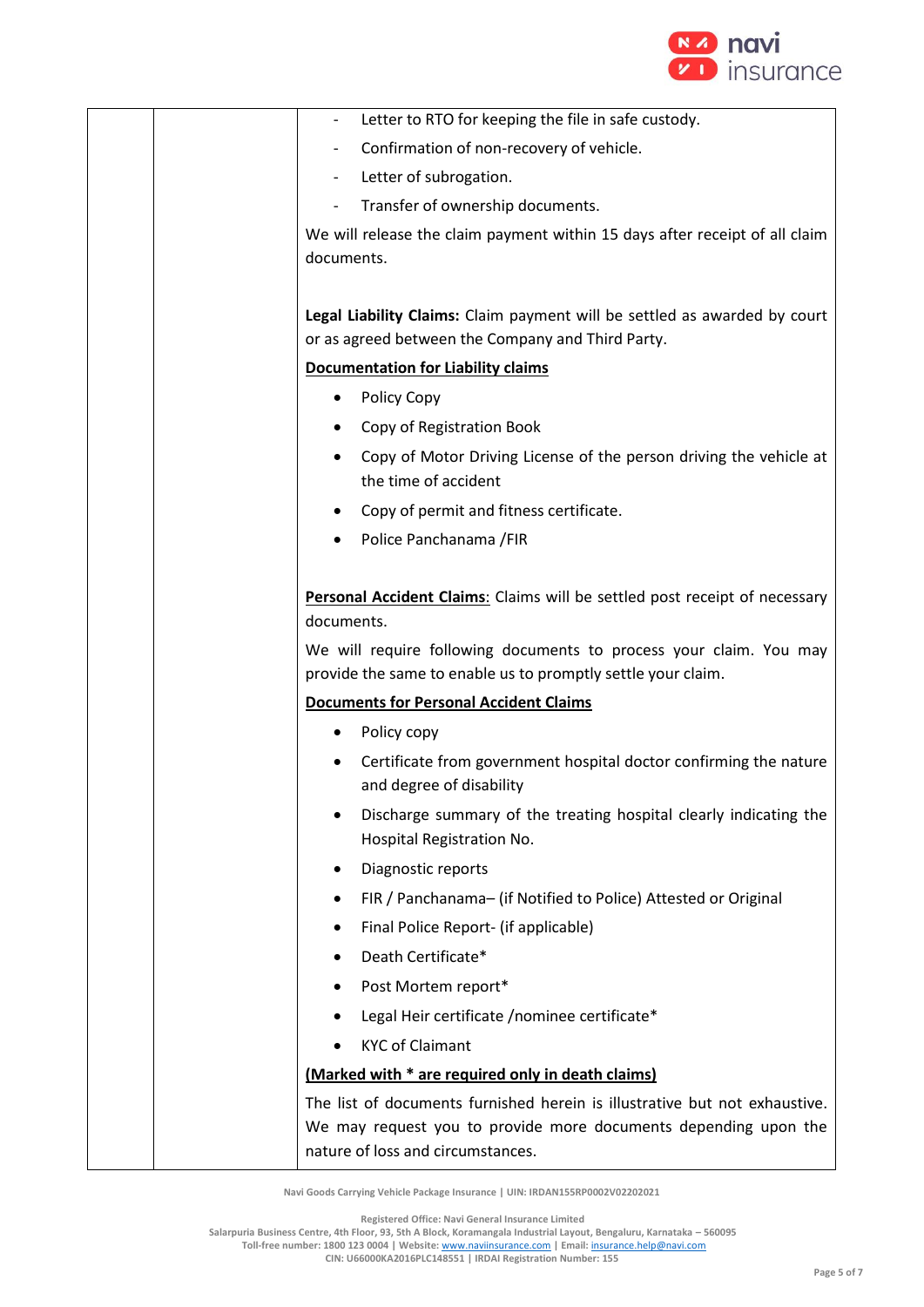| | | - Letter to RTO for keeping the file in safe custody.<br>- Confirmation of non-recovery of vehicle.<br>- Letter of subrogation.<br>- Transfer of ownership documents.<br><br>We will release the claim payment within 15 days after receipt of all claim documents.<br><br>**Legal Liability Claims:** Claim payment will be settled as awarded by court or as agreed between the Company and Third Party.<br><br>**<u>Documentation for Liability claims</u>**<br><br>• Policy Copy<br>• Copy of Registration Book<br>• Copy of Motor Driving License of the person driving the vehicle at the time of accident<br>• Copy of permit and fitness certificate.<br>• Police Panchanama /FIR<br><br>**<u>Personal Accident Claims</u>**: Claims will be settled post receipt of necessary documents.<br><br>We will require following documents to process your claim. You may provide the same to enable us to promptly settle your claim.<br><br>**<u>Documents for Personal Accident Claims</u>**<br><br>• Policy copy<br>• Certificate from government hospital doctor confirming the nature and degree of disability<br>• Discharge summary of the treating hospital clearly indicating the Hospital Registration No.<br>• Diagnostic reports<br>• FIR / Panchanama– (if Notified to Police) Attested or Original<br>• Final Police Report- (if applicable)<br>• Death Certificate*<br>• Post Mortem report*<br>• Legal Heir certificate /nominee certificate*<br>• KYC of Claimant<br><br>**<u>(Marked with * are required only in death claims)</u>**<br><br>The list of documents furnished herein is illustrative but not exhaustive. We may request you to provide more documents depending upon the nature of loss and circumstances. |
|---|---|---|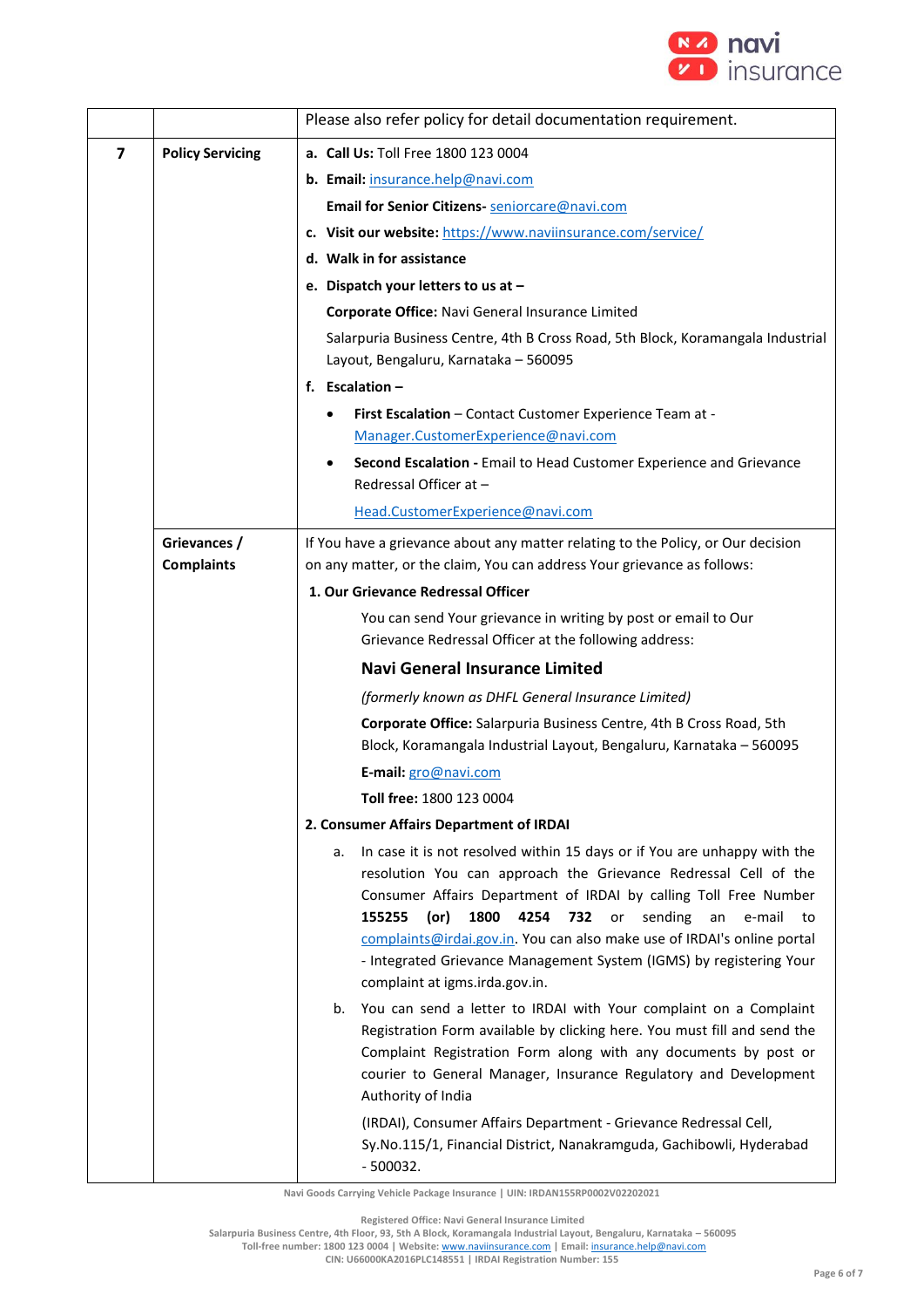| | | |
|---|---|---|
| | | Please also refer policy for detail documentation requirement. |
| 7 | **Policy Servicing** | **a. Call Us:** Toll Free 1800 123 0004<br>**b. Email:** insurance.help@navi.com<br>**Email for Senior Citizens-** seniorcare@navi.com<br>**c. Visit our website:** https://www.naviinsurance.com/service/<br>**d. Walk in for assistance**<br>**e. Dispatch your letters to us at –**<br>**Corporate Office:** Navi General Insurance Limited<br>Salarpuria Business Centre, 4th B Cross Road, 5th Block, Koramangala Industrial Layout, Bengaluru, Karnataka – 560095<br>**f. Escalation –**<br>• **First Escalation** – Contact Customer Experience Team at - Manager.CustomerExperience@navi.com<br>• **Second Escalation -** Email to Head Customer Experience and Grievance Redressal Officer at – Head.CustomerExperience@navi.com |
| | **Grievances / Complaints** | If You have a grievance about any matter relating to the Policy, or Our decision on any matter, or the claim, You can address Your grievance as follows:<br>**1. Our Grievance Redressal Officer**<br>You can send Your grievance in writing by post or email to Our Grievance Redressal Officer at the following address:<br>**Navi General Insurance Limited**<br>*(formerly known as DHFL General Insurance Limited)*<br>**Corporate Office:** Salarpuria Business Centre, 4th B Cross Road, 5th Block, Koramangala Industrial Layout, Bengaluru, Karnataka – 560095<br>**E-mail:** gro@navi.com<br>**Toll free:** 1800 123 0004<br>**2. Consumer Affairs Department of IRDAI**<br>a. In case it is not resolved within 15 days or if You are unhappy with the resolution You can approach the Grievance Redressal Cell of the Consumer Affairs Department of IRDAI by calling Toll Free Number **155255 (or) 1800 4254 732** or sending an e-mail to complaints@irdai.gov.in. You can also make use of IRDAI's online portal - Integrated Grievance Management System (IGMS) by registering Your complaint at igms.irda.gov.in.<br>b. You can send a letter to IRDAI with Your complaint on a Complaint Registration Form available by clicking here. You must fill and send the Complaint Registration Form along with any documents by post or courier to General Manager, Insurance Regulatory and Development Authority of India<br>(IRDAI), Consumer Affairs Department - Grievance Redressal Cell, Sy.No.115/1, Financial District, Nanakramguda, Gachibowli, Hyderabad - 500032. |

Navi Goods Carrying Vehicle Package Insurance | UIN: IRDAN155RP0002V02202021

Registered Office: Navi General Insurance Limited
Salarpuria Business Centre, 4th Floor, 93, 5th A Block, Koramangala Industrial Layout, Bengaluru, Karnataka – 560095
Toll-free number: 1800 123 0004 | Website: www.naviinsurance.com | Email: insurance.help@navi.com
CIN: U66000KA2016PLC148551 | IRDAI Registration Number: 155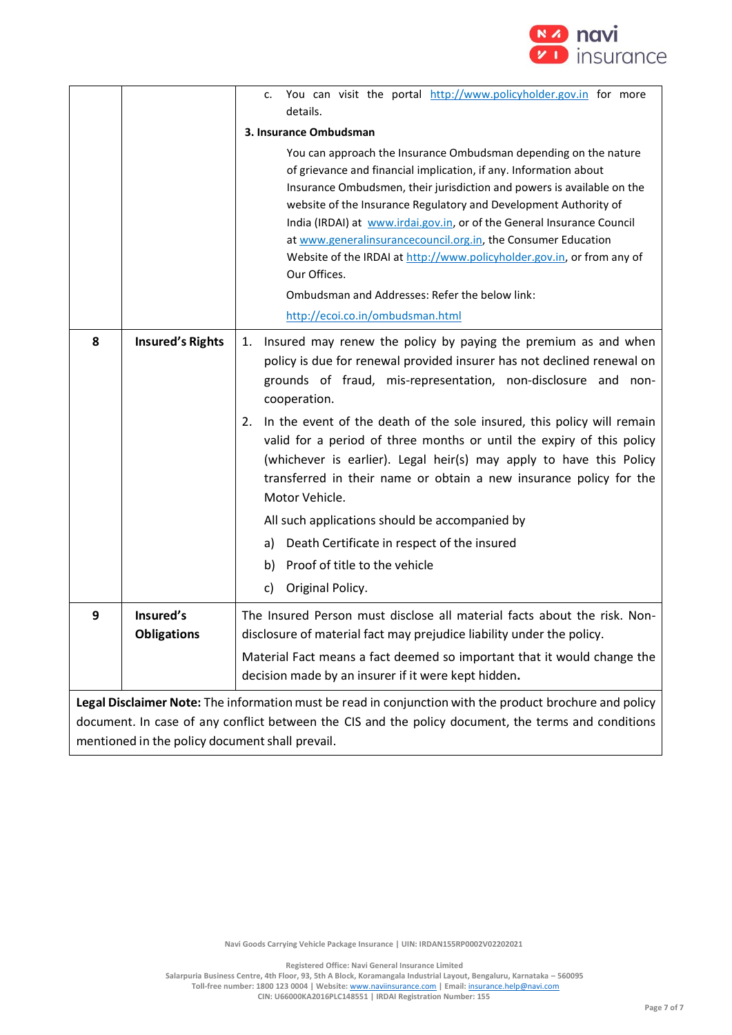| | | |
|---|---|---|
| | | c. You can visit the portal http://www.policyholder.gov.in for more details.<br><br>**3. Insurance Ombudsman**<br><br>You can approach the Insurance Ombudsman depending on the nature of grievance and financial implication, if any. Information about Insurance Ombudsmen, their jurisdiction and powers is available on the website of the Insurance Regulatory and Development Authority of India (IRDAI) at www.irdai.gov.in, or of the General Insurance Council at www.generalinsurancecouncil.org.in, the Consumer Education Website of the IRDAI at http://www.policyholder.gov.in, or from any of Our Offices.<br><br>Ombudsman and Addresses: Refer the below link:<br><br>http://ecoi.co.in/ombudsman.html |
| 8 | **Insured's Rights** | 1. Insured may renew the policy by paying the premium as and when policy is due for renewal provided insurer has not declined renewal on grounds of fraud, mis-representation, non-disclosure and non-cooperation.<br><br>2. In the event of the death of the sole insured, this policy will remain valid for a period of three months or until the expiry of this policy (whichever is earlier). Legal heir(s) may apply to have this Policy transferred in their name or obtain a new insurance policy for the Motor Vehicle.<br><br>All such applications should be accompanied by<br><br>a) Death Certificate in respect of the insured<br><br>b) Proof of title to the vehicle<br><br>c) Original Policy. |
| 9 | **Insured's Obligations** | The Insured Person must disclose all material facts about the risk. Non-disclosure of material fact may prejudice liability under the policy.<br><br>Material Fact means a fact deemed so important that it would change the decision made by an insurer if it were kept hidden**.** |

**Legal Disclaimer Note:** The information must be read in conjunction with the product brochure and policy document. In case of any conflict between the CIS and the policy document, the terms and conditions mentioned in the policy document shall prevail.